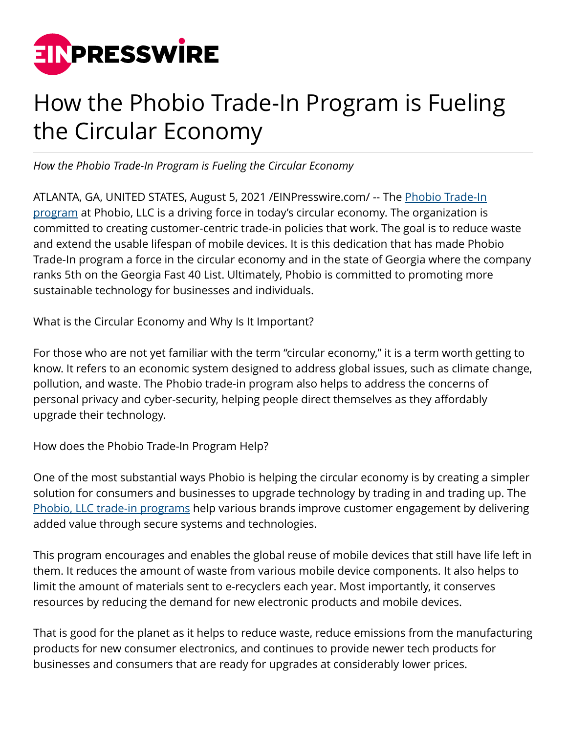# How the Phobio Trade-In Program is Fueling the Circular Economy

*How the Phobio Trade-In Program is Fueling the Circular Economy*

ATLANTA, GA, UNITED STATES, August 5, 2021 /EINPresswire.com/ -- The [Phobio Trade-In program]() at Phobio, LLC is a driving force in today's circular economy. The organization is committed to creating customer-centric trade-in policies that work. The goal is to reduce waste and extend the usable lifespan of mobile devices. It is this dedication that has made Phobio Trade-In program a force in the circular economy and in the state of Georgia where the company ranks 5th on the Georgia Fast 40 List. Ultimately, Phobio is committed to promoting more sustainable technology for businesses and individuals.

What is the Circular Economy and Why Is It Important?

For those who are not yet familiar with the term "circular economy," it is a term worth getting to know. It refers to an economic system designed to address global issues, such as climate change, pollution, and waste. The Phobio trade-in program also helps to address the concerns of personal privacy and cyber-security, helping people direct themselves as they affordably upgrade their technology.

How does the Phobio Trade-In Program Help?

One of the most substantial ways Phobio is helping the circular economy is by creating a simpler solution for consumers and businesses to upgrade technology by trading in and trading up. The [Phobio, LLC trade-in programs]() help various brands improve customer engagement by delivering added value through secure systems and technologies.

This program encourages and enables the global reuse of mobile devices that still have life left in them. It reduces the amount of waste from various mobile device components. It also helps to limit the amount of materials sent to e-recyclers each year. Most importantly, it conserves resources by reducing the demand for new electronic products and mobile devices.

That is good for the planet as it helps to reduce waste, reduce emissions from the manufacturing products for new consumer electronics, and continues to provide newer tech products for businesses and consumers that are ready for upgrades at considerably lower prices.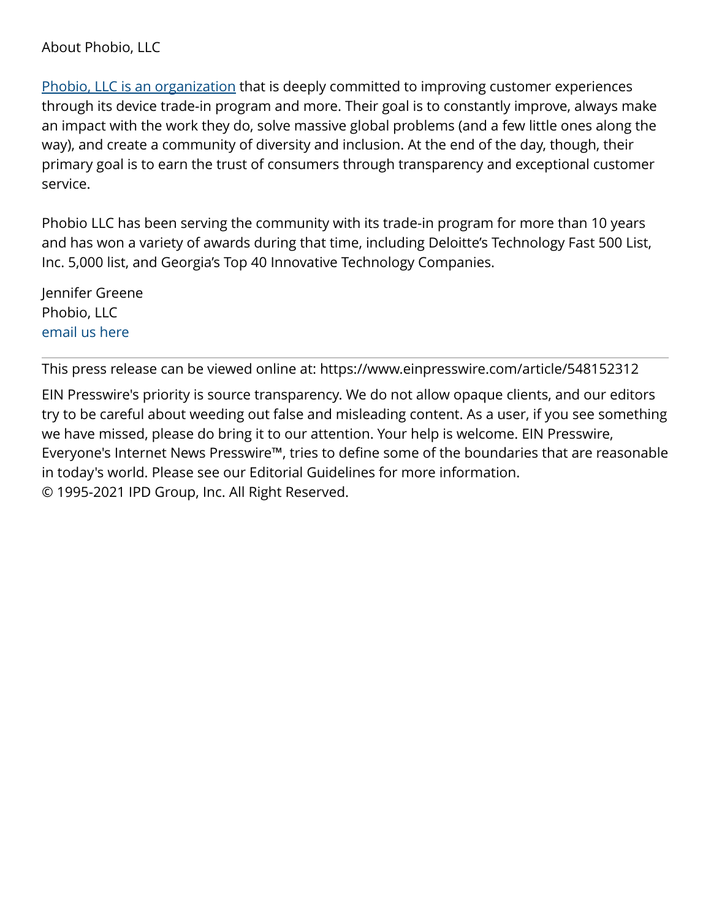About Phobio, LLC

Phobio, LLC is an organization that is deeply committed to improving customer experiences through its device trade-in program and more. Their goal is to constantly improve, always make an impact with the work they do, solve massive global problems (and a few little ones along the way), and create a community of diversity and inclusion. At the end of the day, though, their primary goal is to earn the trust of consumers through transparency and exceptional customer service.

Phobio LLC has been serving the community with its trade-in program for more than 10 years and has won a variety of awards during that time, including Deloitte's Technology Fast 500 List, Inc. 5,000 list, and Georgia's Top 40 Innovative Technology Companies.

Jennifer Greene
Phobio, LLC
email us here

---

This press release can be viewed online at: https://www.einpresswire.com/article/548152312

EIN Presswire's priority is source transparency. We do not allow opaque clients, and our editors try to be careful about weeding out false and misleading content. As a user, if you see something we have missed, please do bring it to our attention. Your help is welcome. EIN Presswire, Everyone's Internet News Presswire™, tries to define some of the boundaries that are reasonable in today's world. Please see our Editorial Guidelines for more information.
© 1995-2021 IPD Group, Inc. All Right Reserved.